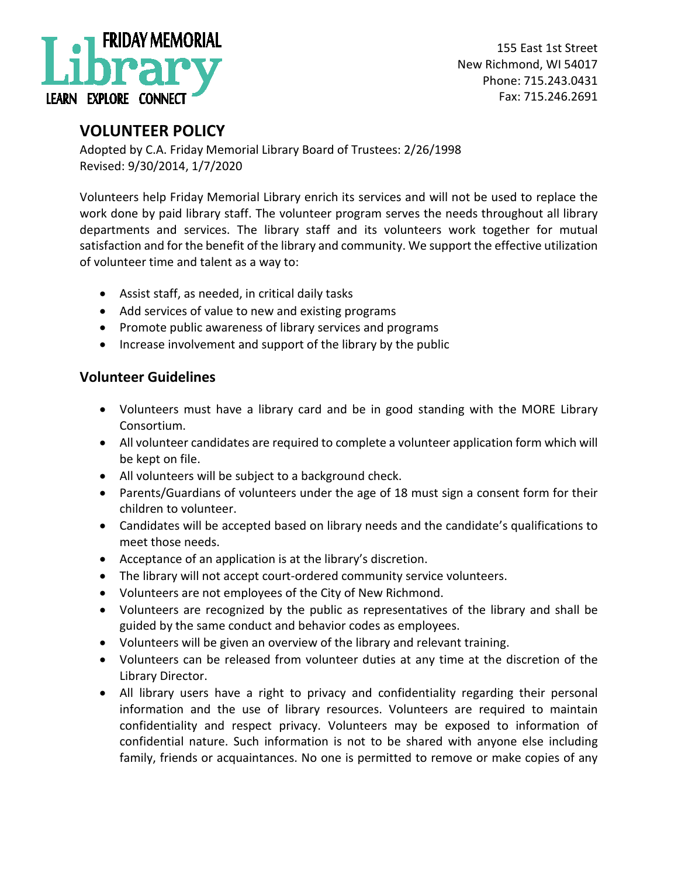FRIDAY MEMORIAL Library
LEARN EXPLORE CONNECT

155 East 1st Street
New Richmond, WI 54017
Phone: 715.243.0431
Fax: 715.246.2691

# VOLUNTEER POLICY

Adopted by C.A. Friday Memorial Library Board of Trustees: 2/26/1998
Revised: 9/30/2014, 1/7/2020

Volunteers help Friday Memorial Library enrich its services and will not be used to replace the work done by paid library staff. The volunteer program serves the needs throughout all library departments and services. The library staff and its volunteers work together for mutual satisfaction and for the benefit of the library and community. We support the effective utilization of volunteer time and talent as a way to:

- Assist staff, as needed, in critical daily tasks
- Add services of value to new and existing programs
- Promote public awareness of library services and programs
- Increase involvement and support of the library by the public

## Volunteer Guidelines

- Volunteers must have a library card and be in good standing with the MORE Library Consortium.
- All volunteer candidates are required to complete a volunteer application form which will be kept on file.
- All volunteers will be subject to a background check.
- Parents/Guardians of volunteers under the age of 18 must sign a consent form for their children to volunteer.
- Candidates will be accepted based on library needs and the candidate's qualifications to meet those needs.
- Acceptance of an application is at the library's discretion.
- The library will not accept court-ordered community service volunteers.
- Volunteers are not employees of the City of New Richmond.
- Volunteers are recognized by the public as representatives of the library and shall be guided by the same conduct and behavior codes as employees.
- Volunteers will be given an overview of the library and relevant training.
- Volunteers can be released from volunteer duties at any time at the discretion of the Library Director.
- All library users have a right to privacy and confidentiality regarding their personal information and the use of library resources. Volunteers are required to maintain confidentiality and respect privacy. Volunteers may be exposed to information of confidential nature. Such information is not to be shared with anyone else including family, friends or acquaintances. No one is permitted to remove or make copies of any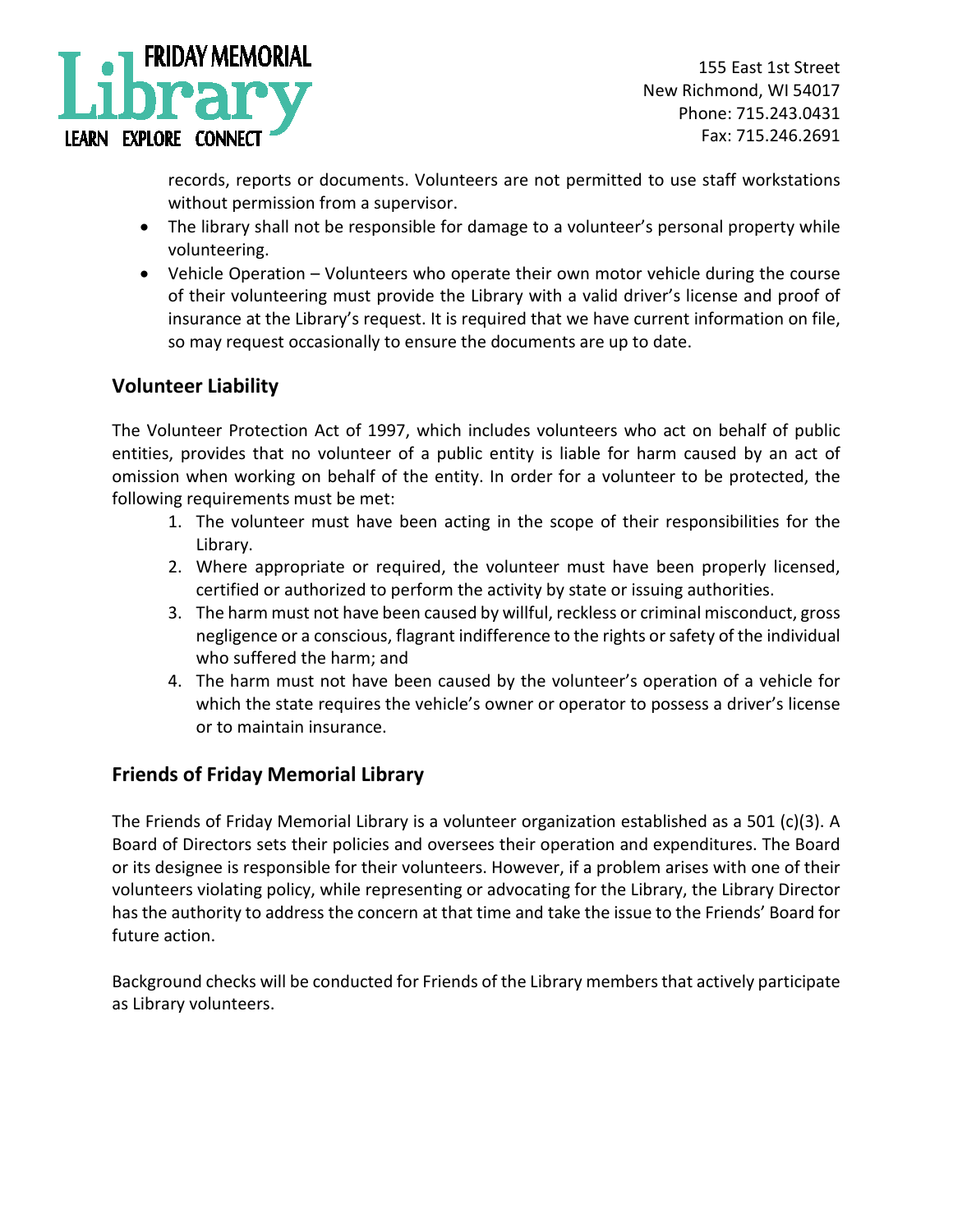records, reports or documents. Volunteers are not permitted to use staff workstations without permission from a supervisor.

- The library shall not be responsible for damage to a volunteer's personal property while volunteering.
- Vehicle Operation – Volunteers who operate their own motor vehicle during the course of their volunteering must provide the Library with a valid driver's license and proof of insurance at the Library's request. It is required that we have current information on file, so may request occasionally to ensure the documents are up to date.

## Volunteer Liability

The Volunteer Protection Act of 1997, which includes volunteers who act on behalf of public entities, provides that no volunteer of a public entity is liable for harm caused by an act of omission when working on behalf of the entity. In order for a volunteer to be protected, the following requirements must be met:

1. The volunteer must have been acting in the scope of their responsibilities for the Library.
2. Where appropriate or required, the volunteer must have been properly licensed, certified or authorized to perform the activity by state or issuing authorities.
3. The harm must not have been caused by willful, reckless or criminal misconduct, gross negligence or a conscious, flagrant indifference to the rights or safety of the individual who suffered the harm; and
4. The harm must not have been caused by the volunteer's operation of a vehicle for which the state requires the vehicle's owner or operator to possess a driver's license or to maintain insurance.

## Friends of Friday Memorial Library

The Friends of Friday Memorial Library is a volunteer organization established as a 501 (c)(3). A Board of Directors sets their policies and oversees their operation and expenditures. The Board or its designee is responsible for their volunteers. However, if a problem arises with one of their volunteers violating policy, while representing or advocating for the Library, the Library Director has the authority to address the concern at that time and take the issue to the Friends' Board for future action.

Background checks will be conducted for Friends of the Library members that actively participate as Library volunteers.